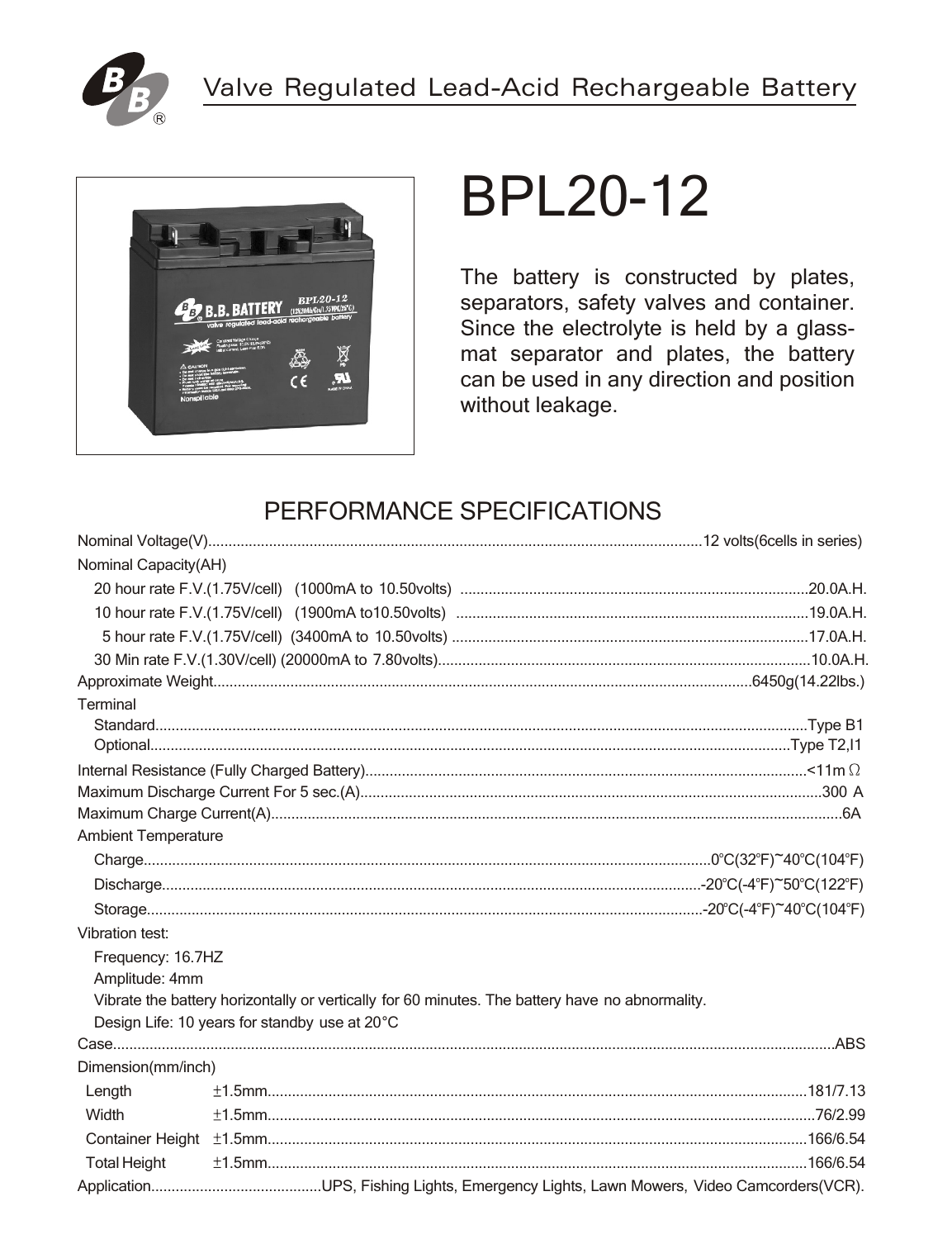Valve Regulated Lead-Acid Rechargeable Battery

# BPL20-12

The battery is constructed by plates, separators, safety valves and container. Since the electrolyte is held by a glass-mat separator and plates, the battery can be used in any direction and position without leakage.

## PERFORMANCE SPECIFICATIONS

Nominal Voltage(V)........12 volts(6cells in series)

Nominal Capacity(AH)

- 20 hour rate F.V.(1.75V/cell) (1000mA to 10.50volts) ........20.0A.H.
- 10 hour rate F.V.(1.75V/cell) (1900mA to10.50volts) ........19.0A.H.
- 5 hour rate F.V.(1.75V/cell) (3400mA to 10.50volts) ........17.0A.H.
- 30 Min rate F.V.(1.30V/cell) (20000mA to 7.80volts)........10.0A.H.

Approximate Weight........6450g(14.22lbs.)

Terminal

- Standard........Type B1
- Optional........Type T2,I1

Internal Resistance (Fully Charged Battery)........<11m Ω

Maximum Discharge Current For 5 sec.(A)........300 A

Maximum Charge Current(A)........6A

Ambient Temperature

- Charge........0°C(32°F)~40°C(104°F)
- Discharge........-20°C(-4°F)~50°C(122°F)
- Storage........-20°C(-4°F)~40°C(104°F)

Vibration test:

- Frequency: 16.7HZ
- Amplitude: 4mm
- Vibrate the battery horizontally or vertically for 60 minutes. The battery have no abnormality.
- Design Life: 10 years for standby use at 20°C

Case........ABS

Dimension(mm/inch)

| | | |
|---|---|---|
| Length | ±1.5mm | 181/7.13 |
| Width | ±1.5mm | 76/2.99 |
| Container Height | ±1.5mm | 166/6.54 |
| Total Height | ±1.5mm | 166/6.54 |

Application........UPS, Fishing Lights, Emergency Lights, Lawn Mowers, Video Camcorders(VCR).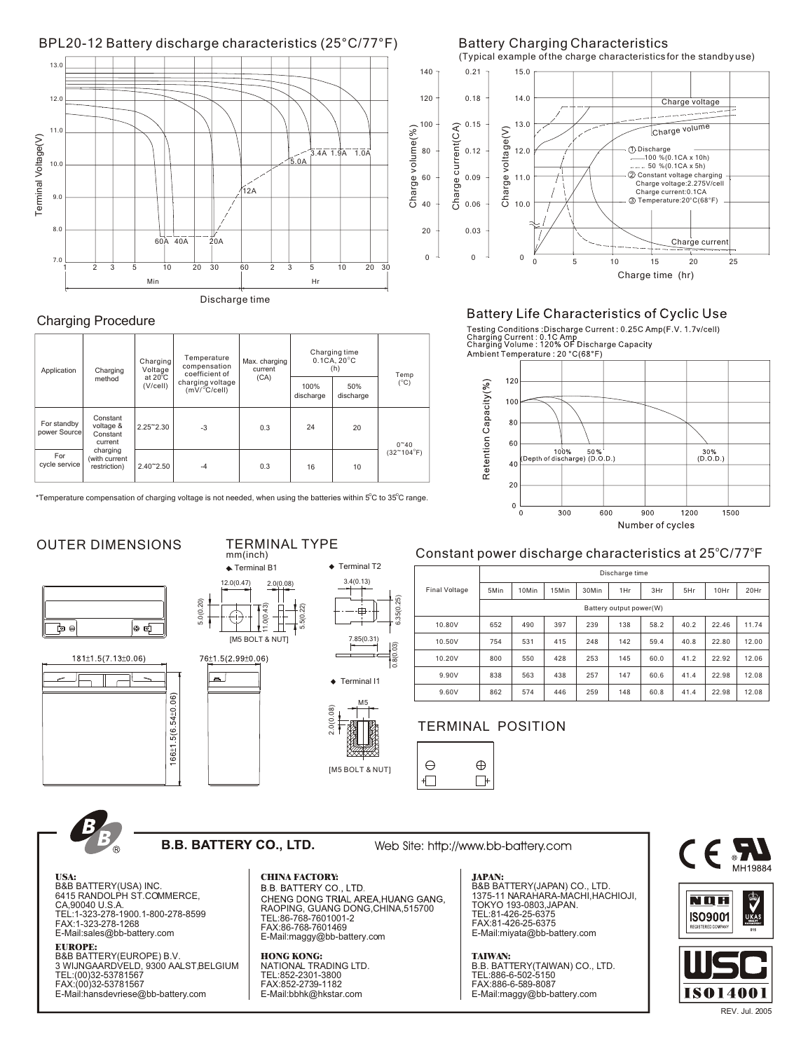## BPL20-12 Battery discharge characteristics (25°C/77°F)

Terminal Voltage(V)

13.0
12.0
11.0
10.0
9.0
8.0
7.0

3.4A 1.9A 1.0A
5.0A
12A
60A 40A
20A

1 2 3 5 10 20 30 60 2 3 5 10 20 30

Min
Hr

Discharge time

## Battery Charging Characteristics

(Typical example of the charge characteristics for the standby use)

Charge volume(%): 140, 120, 100, 80, 60, 40, 20, 0
Charge current(CA): 0.21, 0.18, 0.15, 0.12, 0.09, 0.06, 0.03, 0
Charge voltage(V): 15.0, 14.0, 13.0, 12.0, 11.0, 10.0, 0

Charge voltage
Charge volume
Charge current

① Discharge
—— 100 %(0.1CA x 10h)
- - - 50 %(0.1CA x 5h)
② Constant voltage charging
Charge voltage:2.275V/cell
Charge current:0.1CA
③ Temperature:20°C(68°F)

0 5 10 15 20 25

Charge time (hr)

## Charging Procedure

| Application | Charging method | Charging Voltage at 20°C (V/cell) | Temperature compensation coefficient of charging voltage (mV/°C/cell) | Max. charging current (CA) | Charging time 0.1CA, 20°C (h) | | Temp (°C) |
|---|---|---|---|---|---|---|---|
| | | | | | 100% discharge | 50% discharge | |
| For standby power Source | Constant voltage & Constant current charging (with current restriction) | 2.25~2.30 | -3 | 0.3 | 24 | 20 | 0~40 (32~104°F) |
| For cycle service | | 2.40~2.50 | -4 | 0.3 | 16 | 10 | |

*Temperature compensation of charging voltage is not needed, when using the batteries within 5°C to 35°C range.

## Battery Life Characteristics of Cyclic Use

Testing Conditions :Discharge Current : 0.25C Amp(F.V. 1.7v/cell)
Charging Current : 0.1C Amp
Charging Volume : 120% OF Discharge Capacity
Ambient Temperature : 20 °C(68°F)

Retention Capacity(%)

120
100
80
60
40
20
0

100% (Depth of discharge)
50% (D.O.D.)
30% (D.O.D.)

0 300 600 900 1200 1500

Number of cycles

## OUTER DIMENSIONS

181±1.5(7.13±0.06)

76±1.5(2.99±0.06)

166±1.5(6.54±0.06)

## TERMINAL TYPE

mm(inch)

◆ Terminal B1

12.0(0.47) 2.0(0.08)
5.0(0.20) 11.0(0.43) 5.5(0.22)
[M5 BOLT & NUT]

◆ Terminal T2

3.4(0.13)
6.35(0.25)
7.85(0.31)
0.8(0.03)

◆ Terminal I1

M5
2.0(0.08)
[M5 BOLT & NUT]

## Constant power discharge characteristics at 25°C/77°F

| Final Voltage | Discharge time | | | | | | | | |
|---|---|---|---|---|---|---|---|---|---|
| | 5Min | 10Min | 15Min | 30Min | 1Hr | 3Hr | 5Hr | 10Hr | 20Hr |
| | Battery output power(W) | | | | | | | | |
| 10.80V | 652 | 490 | 397 | 239 | 138 | 58.2 | 40.2 | 22.46 | 11.74 |
| 10.50V | 754 | 531 | 415 | 248 | 142 | 59.4 | 40.8 | 22.80 | 12.00 |
| 10.20V | 800 | 550 | 428 | 253 | 145 | 60.0 | 41.2 | 22.92 | 12.06 |
| 9.90V | 838 | 563 | 438 | 257 | 147 | 60.6 | 41.4 | 22.98 | 12.08 |
| 9.60V | 862 | 574 | 446 | 259 | 148 | 60.8 | 41.4 | 22.98 | 12.08 |

## TERMINAL POSITION

⊖ ⊕

---

**B.B. BATTERY CO., LTD.** Web Site: http://www.bb-battery.com

**USA:**
B&B BATTERY(USA) INC.
6415 RANDOLPH ST.COMMERCE,
CA,90040 U.S.A.
TEL:1-323-278-1900.1-800-278-8599
FAX:1-323-278-1268
E-Mail:sales@bb-battery.com

**EUROPE:**
B&B BATTERY(EUROPE) B.V.
3 WIJNGAARDVELD, 9300 AALST,BELGIUM
TEL:(00)32-53781567
FAX:(00)32-53781567
E-Mail:hansdevriese@bb-battery.com

**CHINA FACTORY:**
B.B. BATTERY CO., LTD.
CHENG DONG TRIAL AREA,HUANG GANG,
RAOPING, GUANG DONG,CHINA,515700
TEL:86-768-7601001-2
FAX:86-768-7601469
E-Mail:maggy@bb-battery.com

**HONG KONG:**
NATIONAL TRADING LTD.
TEL:852-2301-3800
FAX:852-2739-1182
E-Mail:bbhk@hkstar.com

**JAPAN:**
B&B BATTERY(JAPAN) CO., LTD.
1375-11 NARAHARA-MACHI,HACHIOJI,
TOKYO 193-0803,JAPAN.
TEL:81-426-25-6375
FAX:81-426-25-6375
E-Mail:miyata@bb-battery.com

**TAIWAN:**
B.B. BATTERY(TAIWAN) CO., LTD.
TEL:886-6-502-5150
FAX:886-6-589-8087
E-Mail:maggy@bb-battery.com

MH19884

ISO9001 REGISTERED COMPANY

UKAS QUALITY MANAGEMENT 015

WSC ISO14001

REV. Jul. 2005